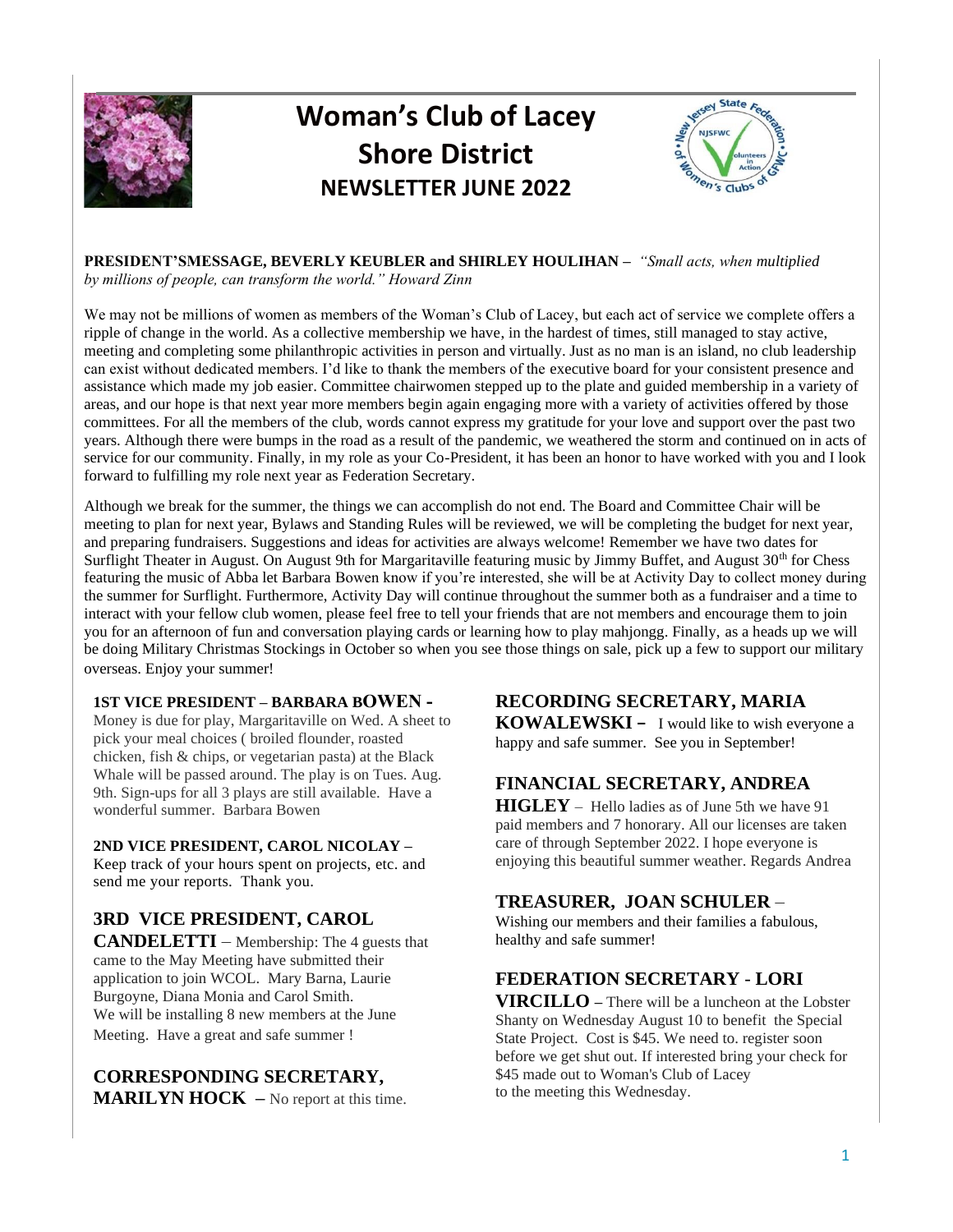# Woman's Club of Lacey

## Shore District

## NEWSLETTER JUNE 2022

**PRESIDENT'SMESSAGE, BEVERLY KEUBLER and SHIRLEY HOULIHAN –** *"Small acts, when multiplied by millions of people, can transform the world." Howard Zinn*

We may not be millions of women as members of the Woman's Club of Lacey, but each act of service we complete offers a ripple of change in the world. As a collective membership we have, in the hardest of times, still managed to stay active, meeting and completing some philanthropic activities in person and virtually. Just as no man is an island, no club leadership can exist without dedicated members. I'd like to thank the members of the executive board for your consistent presence and assistance which made my job easier. Committee chairwomen stepped up to the plate and guided membership in a variety of areas, and our hope is that next year more members begin again engaging more with a variety of activities offered by those committees. For all the members of the club, words cannot express my gratitude for your love and support over the past two years. Although there were bumps in the road as a result of the pandemic, we weathered the storm and continued on in acts of service for our community. Finally, in my role as your Co-President, it has been an honor to have worked with you and I look forward to fulfilling my role next year as Federation Secretary.

Although we break for the summer, the things we can accomplish do not end. The Board and Committee Chair will be meeting to plan for next year, Bylaws and Standing Rules will be reviewed, we will be completing the budget for next year, and preparing fundraisers. Suggestions and ideas for activities are always welcome! Remember we have two dates for Surflight Theater in August. On August 9th for Margaritaville featuring music by Jimmy Buffet, and August 30th for Chess featuring the music of Abba let Barbara Bowen know if you're interested, she will be at Activity Day to collect money during the summer for Surflight. Furthermore, Activity Day will continue throughout the summer both as a fundraiser and a time to interact with your fellow club women, please feel free to tell your friends that are not members and encourage them to join you for an afternoon of fun and conversation playing cards or learning how to play mahjongg. Finally, as a heads up we will be doing Military Christmas Stockings in October so when you see those things on sale, pick up a few to support our military overseas. Enjoy your summer!

**1ST VICE PRESIDENT – BARBARA BOWEN -**
Money is due for play, Margaritaville on Wed. A sheet to pick your meal choices ( broiled flounder, roasted chicken, fish & chips, or vegetarian pasta) at the Black Whale will be passed around. The play is on Tues. Aug. 9th. Sign-ups for all 3 plays are still available. Have a wonderful summer. Barbara Bowen

**2ND VICE PRESIDENT, CAROL NICOLAY –**
Keep track of your hours spent on projects, etc. and send me your reports. Thank you.

**3RD VICE PRESIDENT, CAROL CANDELETTI** – Membership: The 4 guests that came to the May Meeting have submitted their application to join WCOL. Mary Barna, Laurie Burgoyne, Diana Monia and Carol Smith. We will be installing 8 new members at the June Meeting. Have a great and safe summer !

**CORRESPONDING SECRETARY, MARILYN HOCK –** No report at this time.

**RECORDING SECRETARY, MARIA KOWALEWSKI –** I would like to wish everyone a happy and safe summer. See you in September!

**FINANCIAL SECRETARY, ANDREA HIGLEY** – Hello ladies as of June 5th we have 91 paid members and 7 honorary. All our licenses are taken care of through September 2022. I hope everyone is enjoying this beautiful summer weather. Regards Andrea

**TREASURER, JOAN SCHULER** –
Wishing our members and their families a fabulous, healthy and safe summer!

**FEDERATION SECRETARY - LORI VIRCILLO –** There will be a luncheon at the Lobster Shanty on Wednesday August 10 to benefit the Special State Project. Cost is $45. We need to. register soon before we get shut out. If interested bring your check for $45 made out to Woman's Club of Lacey to the meeting this Wednesday.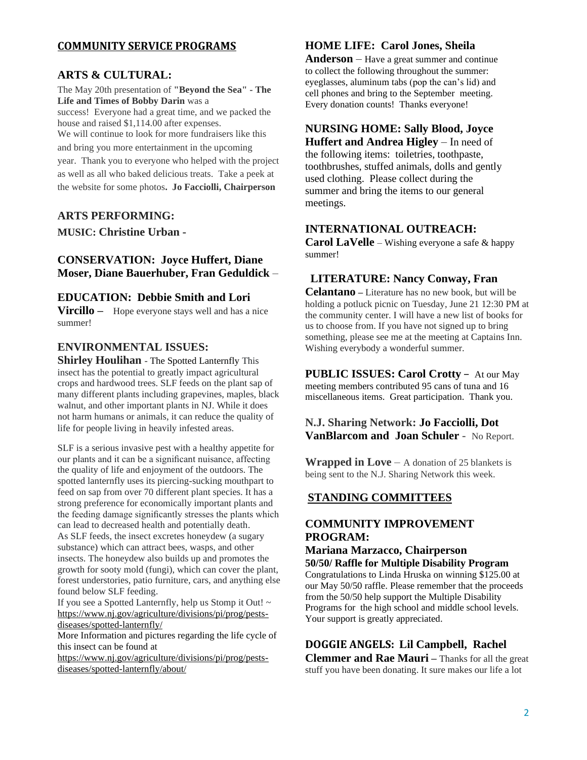## COMMUNITY SERVICE PROGRAMS

### ARTS & CULTURAL:

The May 20th presentation of **"Beyond the Sea" - The Life and Times of Bobby Darin** was a success! Everyone had a great time, and we packed the house and raised $1,114.00 after expenses. We will continue to look for more fundraisers like this and bring you more entertainment in the upcoming year. Thank you to everyone who helped with the project as well as all who baked delicious treats. Take a peek at the website for some photos**. Jo Facciolli, Chairperson**

### ARTS PERFORMING:

**MUSIC: Christine Urban -**

### CONSERVATION: Joyce Huffert, Diane Moser, Diane Bauerhuber, Fran Geduldick –

### EDUCATION: Debbie Smith and Lori Vircillo –

Hope everyone stays well and has a nice summer!

### ENVIRONMENTAL ISSUES:

**Shirley Houlihan** - The Spotted Lanternfly This insect has the potential to greatly impact agricultural crops and hardwood trees. SLF feeds on the plant sap of many different plants including grapevines, maples, black walnut, and other important plants in NJ. While it does not harm humans or animals, it can reduce the quality of life for people living in heavily infested areas.

SLF is a serious invasive pest with a healthy appetite for our plants and it can be a significant nuisance, affecting the quality of life and enjoyment of the outdoors. The spotted lanternfly uses its piercing-sucking mouthpart to feed on sap from over 70 different plant species. It has a strong preference for economically important plants and the feeding damage significantly stresses the plants which can lead to decreased health and potentially death. As SLF feeds, the insect excretes honeydew (a sugary substance) which can attract bees, wasps, and other insects. The honeydew also builds up and promotes the growth for sooty mold (fungi), which can cover the plant, forest understories, patio furniture, cars, and anything else found below SLF feeding.

If you see a Spotted Lanternfly, help us Stomp it Out! ~ https://www.nj.gov/agriculture/divisions/pi/prog/pests-diseases/spotted-lanternfly/

More Information and pictures regarding the life cycle of this insect can be found at https://www.nj.gov/agriculture/divisions/pi/prog/pests-diseases/spotted-lanternfly/about/

### HOME LIFE: Carol Jones, Sheila Anderson

– Have a great summer and continue to collect the following throughout the summer: eyeglasses, aluminum tabs (pop the can's lid) and cell phones and bring to the September meeting. Every donation counts! Thanks everyone!

### NURSING HOME: Sally Blood, Joyce Huffert and Andrea Higley

– In need of the following items: toiletries, toothpaste, toothbrushes, stuffed animals, dolls and gently used clothing. Please collect during the summer and bring the items to our general meetings.

### INTERNATIONAL OUTREACH:

**Carol LaVelle** – Wishing everyone a safe & happy summer!

### LITERATURE: Nancy Conway, Fran Celantano –

Literature has no new book, but will be holding a potluck picnic on Tuesday, June 21 12:30 PM at the community center. I will have a new list of books for us to choose from. If you have not signed up to bring something, please see me at the meeting at Captains Inn. Wishing everybody a wonderful summer.

### PUBLIC ISSUES: Carol Crotty –

At our May meeting members contributed 95 cans of tuna and 16 miscellaneous items. Great participation. Thank you.

### N.J. Sharing Network: Jo Facciolli, Dot VanBlarcom and Joan Schuler -

No Report.

### Wrapped in Love

– A donation of 25 blankets is being sent to the N.J. Sharing Network this week.

## STANDING COMMITTEES

### COMMUNITY IMPROVEMENT PROGRAM:

**Mariana Marzacco, Chairperson**

**50/50/ Raffle for Multiple Disability Program**

Congratulations to Linda Hruska on winning $125.00 at our May 50/50 raffle. Please remember that the proceeds from the 50/50 help support the Multiple Disability Programs for the high school and middle school levels. Your support is greatly appreciated.

### DOGGIE ANGELS: Lil Campbell, Rachel Clemmer and Rae Mauri –

Thanks for all the great stuff you have been donating. It sure makes our life a lot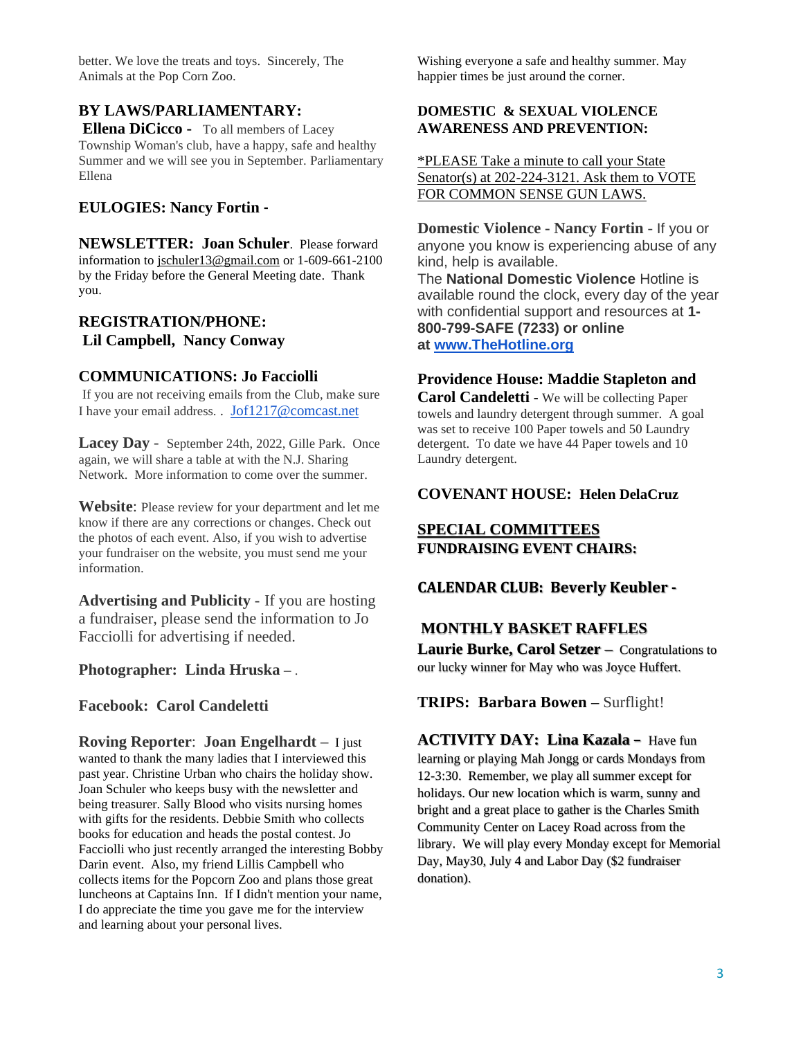better. We love the treats and toys. Sincerely, The Animals at the Pop Corn Zoo.

**BY LAWS/PARLIAMENTARY:**

**Ellena DiCicco -** To all members of Lacey Township Woman's club, have a happy, safe and healthy Summer and we will see you in September. Parliamentary Ellena

**EULOGIES: Nancy Fortin -**

**NEWSLETTER: Joan Schuler**. Please forward information to jschuler13@gmail.com or 1-609-661-2100 by the Friday before the General Meeting date. Thank you.

**REGISTRATION/PHONE:**
**Lil Campbell, Nancy Conway**

**COMMUNICATIONS: Jo Facciolli**

If you are not receiving emails from the Club, make sure I have your email address. . Jof1217@comcast.net

**Lacey Day** - September 24th, 2022, Gille Park. Once again, we will share a table at with the N.J. Sharing Network. More information to come over the summer.

**Website**: Please review for your department and let me know if there are any corrections or changes. Check out the photos of each event. Also, if you wish to advertise your fundraiser on the website, you must send me your information.

**Advertising and Publicity** - If you are hosting a fundraiser, please send the information to Jo Facciolli for advertising if needed.

**Photographer: Linda Hruska** – .

**Facebook: Carol Candeletti**

**Roving Reporter**: **Joan Engelhardt** – I just wanted to thank the many ladies that I interviewed this past year. Christine Urban who chairs the holiday show. Joan Schuler who keeps busy with the newsletter and being treasurer. Sally Blood who visits nursing homes with gifts for the residents. Debbie Smith who collects books for education and heads the postal contest. Jo Facciolli who just recently arranged the interesting Bobby Darin event. Also, my friend Lillis Campbell who collects items for the Popcorn Zoo and plans those great luncheons at Captains Inn. If I didn't mention your name, I do appreciate the time you gave me for the interview and learning about your personal lives.

Wishing everyone a safe and healthy summer. May happier times be just around the corner.

**DOMESTIC & SEXUAL VIOLENCE AWARENESS AND PREVENTION:**

*PLEASE Take a minute to call your State Senator(s) at 202-224-3121. Ask them to VOTE FOR COMMON SENSE GUN LAWS.

**Domestic Violence - Nancy Fortin** - If you or anyone you know is experiencing abuse of any kind, help is available.
The **National Domestic Violence** Hotline is available round the clock, every day of the year with confidential support and resources at **1-800-799-SAFE (7233) or online at www.TheHotline.org**

**Providence House: Maddie Stapleton and Carol Candeletti -** We will be collecting Paper towels and laundry detergent through summer. A goal was set to receive 100 Paper towels and 50 Laundry detergent. To date we have 44 Paper towels and 10 Laundry detergent.

**COVENANT HOUSE: Helen DelaCruz**

**SPECIAL COMMITTEES**
**FUNDRAISING EVENT CHAIRS:**

**CALENDAR CLUB: Beverly Keubler -**

**MONTHLY BASKET RAFFLES**

**Laurie Burke, Carol Setzer –** Congratulations to our lucky winner for May who was Joyce Huffert.

**TRIPS: Barbara Bowen –** Surflight!

**ACTIVITY DAY: Lina Kazala –** Have fun learning or playing Mah Jongg or cards Mondays from 12-3:30. Remember, we play all summer except for holidays. Our new location which is warm, sunny and bright and a great place to gather is the Charles Smith Community Center on Lacey Road across from the library. We will play every Monday except for Memorial Day, May30, July 4 and Labor Day ($2 fundraiser donation).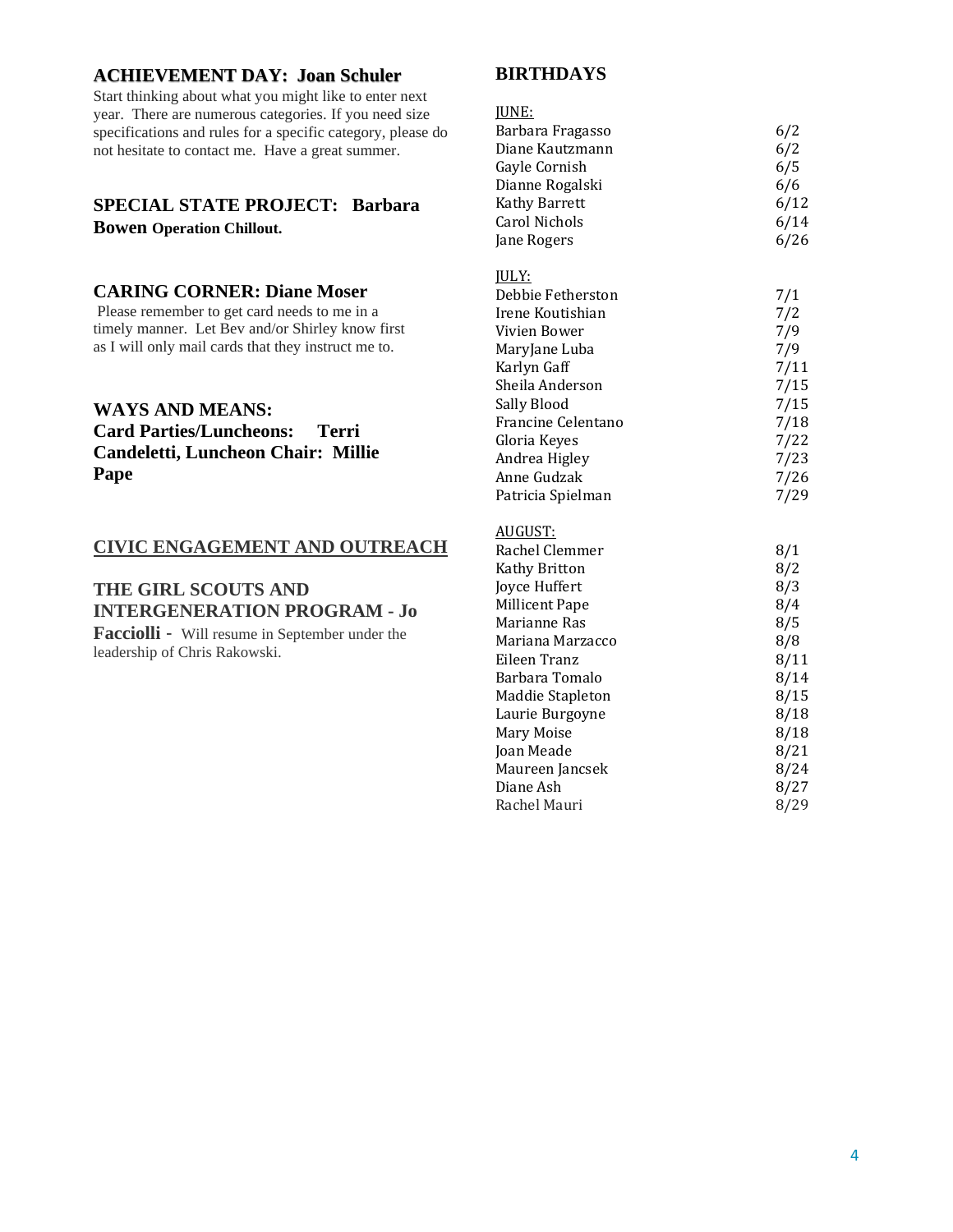## ACHIEVEMENT DAY: Joan Schuler

Start thinking about what you might like to enter next year. There are numerous categories. If you need size specifications and rules for a specific category, please do not hesitate to contact me. Have a great summer.

## SPECIAL STATE PROJECT: Barbara Bowen Operation Chillout.

## CARING CORNER: Diane Moser

Please remember to get card needs to me in a timely manner. Let Bev and/or Shirley know first as I will only mail cards that they instruct me to.

## WAYS AND MEANS:

**Card Parties/Luncheons: Terri Candeletti, Luncheon Chair: Millie Pape**

## CIVIC ENGAGEMENT AND OUTREACH

### THE GIRL SCOUTS AND INTERGENERATION PROGRAM - Jo Facciolli -

Will resume in September under the leadership of Chris Rakowski.

## BIRTHDAYS

| | |
|---|---|
| JUNE: | |
| Barbara Fragasso | 6/2 |
| Diane Kautzmann | 6/2 |
| Gayle Cornish | 6/5 |
| Dianne Rogalski | 6/6 |
| Kathy Barrett | 6/12 |
| Carol Nichols | 6/14 |
| Jane Rogers | 6/26 |
| JULY: | |
| Debbie Fetherston | 7/1 |
| Irene Koutishian | 7/2 |
| Vivien Bower | 7/9 |
| MaryJane Luba | 7/9 |
| Karlyn Gaff | 7/11 |
| Sheila Anderson | 7/15 |
| Sally Blood | 7/15 |
| Francine Celentano | 7/18 |
| Gloria Keyes | 7/22 |
| Andrea Higley | 7/23 |
| Anne Gudzak | 7/26 |
| Patricia Spielman | 7/29 |
| AUGUST: | |
| Rachel Clemmer | 8/1 |
| Kathy Britton | 8/2 |
| Joyce Huffert | 8/3 |
| Millicent Pape | 8/4 |
| Marianne Ras | 8/5 |
| Mariana Marzacco | 8/8 |
| Eileen Tranz | 8/11 |
| Barbara Tomalo | 8/14 |
| Maddie Stapleton | 8/15 |
| Laurie Burgoyne | 8/18 |
| Mary Moise | 8/18 |
| Joan Meade | 8/21 |
| Maureen Jancsek | 8/24 |
| Diane Ash | 8/27 |
| Rachel Mauri | 8/29 |